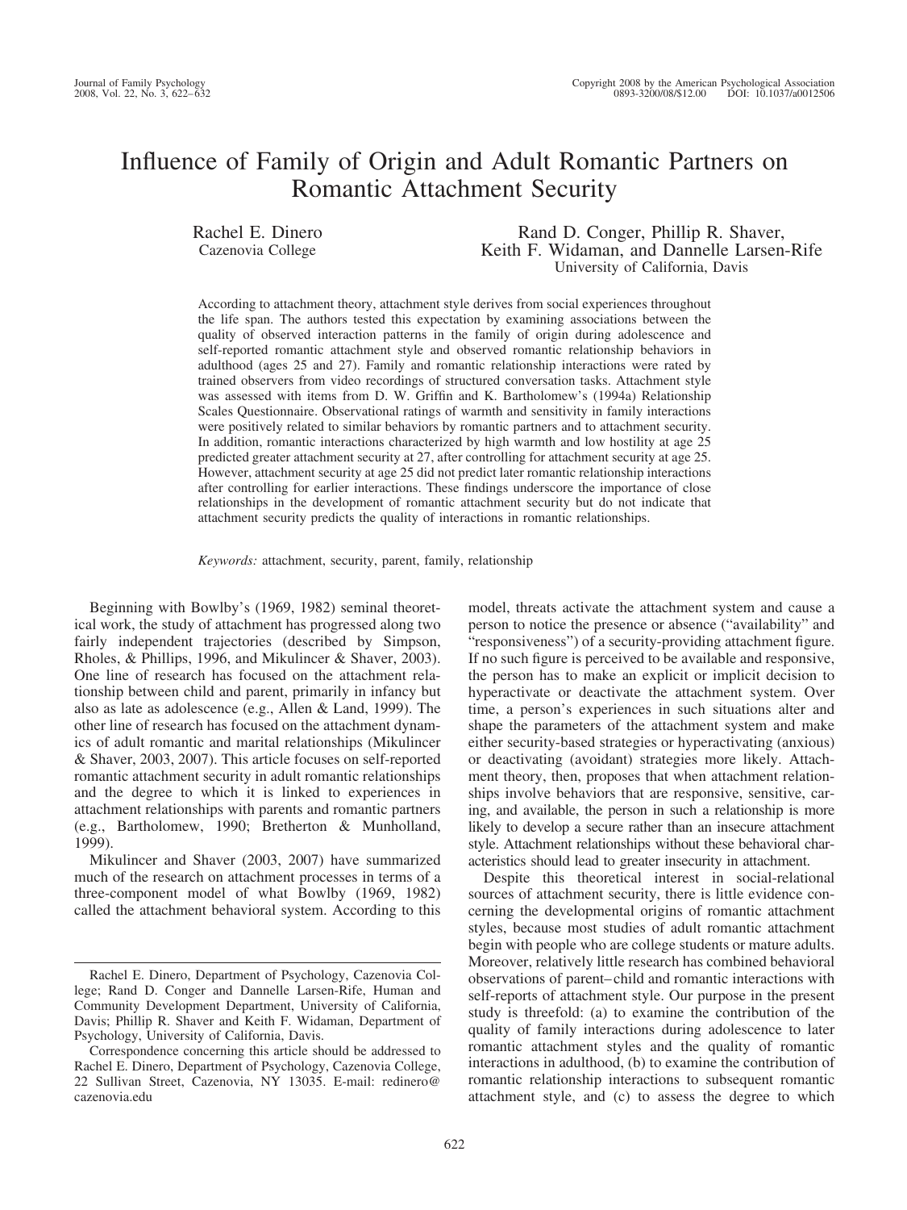# Influence of Family of Origin and Adult Romantic Partners on Romantic Attachment Security

Rachel E. Dinero
Cazenovia College

Rand D. Conger, Phillip R. Shaver, Keith F. Widaman, and Dannelle Larsen-Rife
University of California, Davis

According to attachment theory, attachment style derives from social experiences throughout the life span. The authors tested this expectation by examining associations between the quality of observed interaction patterns in the family of origin during adolescence and self-reported romantic attachment style and observed romantic relationship behaviors in adulthood (ages 25 and 27). Family and romantic relationship interactions were rated by trained observers from video recordings of structured conversation tasks. Attachment style was assessed with items from D. W. Griffin and K. Bartholomew's (1994a) Relationship Scales Questionnaire. Observational ratings of warmth and sensitivity in family interactions were positively related to similar behaviors by romantic partners and to attachment security. In addition, romantic interactions characterized by high warmth and low hostility at age 25 predicted greater attachment security at 27, after controlling for attachment security at age 25. However, attachment security at age 25 did not predict later romantic relationship interactions after controlling for earlier interactions. These findings underscore the importance of close relationships in the development of romantic attachment security but do not indicate that attachment security predicts the quality of interactions in romantic relationships.

*Keywords:* attachment, security, parent, family, relationship

Beginning with Bowlby's (1969, 1982) seminal theoretical work, the study of attachment has progressed along two fairly independent trajectories (described by Simpson, Rholes, & Phillips, 1996, and Mikulincer & Shaver, 2003). One line of research has focused on the attachment relationship between child and parent, primarily in infancy but also as late as adolescence (e.g., Allen & Land, 1999). The other line of research has focused on the attachment dynamics of adult romantic and marital relationships (Mikulincer & Shaver, 2003, 2007). This article focuses on self-reported romantic attachment security in adult romantic relationships and the degree to which it is linked to experiences in attachment relationships with parents and romantic partners (e.g., Bartholomew, 1990; Bretherton & Munholland, 1999).

Mikulincer and Shaver (2003, 2007) have summarized much of the research on attachment processes in terms of a three-component model of what Bowlby (1969, 1982) called the attachment behavioral system. According to this model, threats activate the attachment system and cause a person to notice the presence or absence ("availability" and "responsiveness") of a security-providing attachment figure. If no such figure is perceived to be available and responsive, the person has to make an explicit or implicit decision to hyperactivate or deactivate the attachment system. Over time, a person's experiences in such situations alter and shape the parameters of the attachment system and make either security-based strategies or hyperactivating (anxious) or deactivating (avoidant) strategies more likely. Attachment theory, then, proposes that when attachment relationships involve behaviors that are responsive, sensitive, caring, and available, the person in such a relationship is more likely to develop a secure rather than an insecure attachment style. Attachment relationships without these behavioral characteristics should lead to greater insecurity in attachment.

Despite this theoretical interest in social-relational sources of attachment security, there is little evidence concerning the developmental origins of romantic attachment styles, because most studies of adult romantic attachment begin with people who are college students or mature adults. Moreover, relatively little research has combined behavioral observations of parent–child and romantic interactions with self-reports of attachment style. Our purpose in the present study is threefold: (a) to examine the contribution of the quality of family interactions during adolescence to later romantic attachment styles and the quality of romantic interactions in adulthood, (b) to examine the contribution of romantic relationship interactions to subsequent romantic attachment style, and (c) to assess the degree to which

Rachel E. Dinero, Department of Psychology, Cazenovia College; Rand D. Conger and Dannelle Larsen-Rife, Human and Community Development Department, University of California, Davis; Phillip R. Shaver and Keith F. Widaman, Department of Psychology, University of California, Davis.

Correspondence concerning this article should be addressed to Rachel E. Dinero, Department of Psychology, Cazenovia College, 22 Sullivan Street, Cazenovia, NY 13035. E-mail: redinero@cazenovia.edu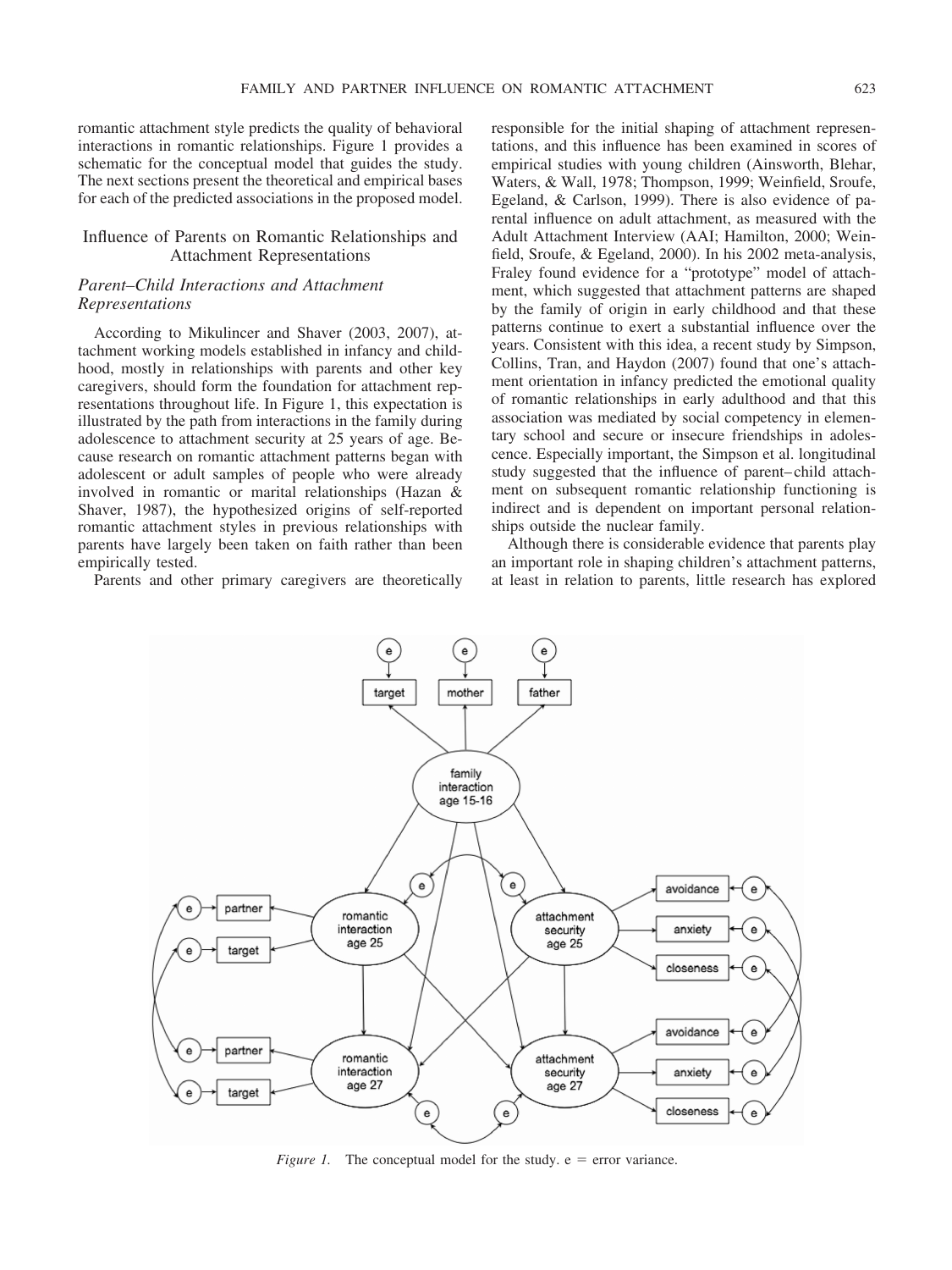romantic attachment style predicts the quality of behavioral interactions in romantic relationships. Figure 1 provides a schematic for the conceptual model that guides the study. The next sections present the theoretical and empirical bases for each of the predicted associations in the proposed model.

## Influence of Parents on Romantic Relationships and Attachment Representations

### *Parent–Child Interactions and Attachment Representations*

According to Mikulincer and Shaver (2003, 2007), attachment working models established in infancy and childhood, mostly in relationships with parents and other key caregivers, should form the foundation for attachment representations throughout life. In Figure 1, this expectation is illustrated by the path from interactions in the family during adolescence to attachment security at 25 years of age. Because research on romantic attachment patterns began with adolescent or adult samples of people who were already involved in romantic or marital relationships (Hazan & Shaver, 1987), the hypothesized origins of self-reported romantic attachment styles in previous relationships with parents have largely been taken on faith rather than been empirically tested.

Parents and other primary caregivers are theoretically responsible for the initial shaping of attachment representations, and this influence has been examined in scores of empirical studies with young children (Ainsworth, Blehar, Waters, & Wall, 1978; Thompson, 1999; Weinfield, Sroufe, Egeland, & Carlson, 1999). There is also evidence of parental influence on adult attachment, as measured with the Adult Attachment Interview (AAI; Hamilton, 2000; Weinfield, Sroufe, & Egeland, 2000). In his 2002 meta-analysis, Fraley found evidence for a "prototype" model of attachment, which suggested that attachment patterns are shaped by the family of origin in early childhood and that these patterns continue to exert a substantial influence over the years. Consistent with this idea, a recent study by Simpson, Collins, Tran, and Haydon (2007) found that one's attachment orientation in infancy predicted the emotional quality of romantic relationships in early adulthood and that this association was mediated by social competency in elementary school and secure or insecure friendships in adolescence. Especially important, the Simpson et al. longitudinal study suggested that the influence of parent–child attachment on subsequent romantic relationship functioning is indirect and is dependent on important personal relationships outside the nuclear family.

Although there is considerable evidence that parents play an important role in shaping children's attachment patterns, at least in relation to parents, little research has explored

*Figure 1.* The conceptual model for the study. e = error variance.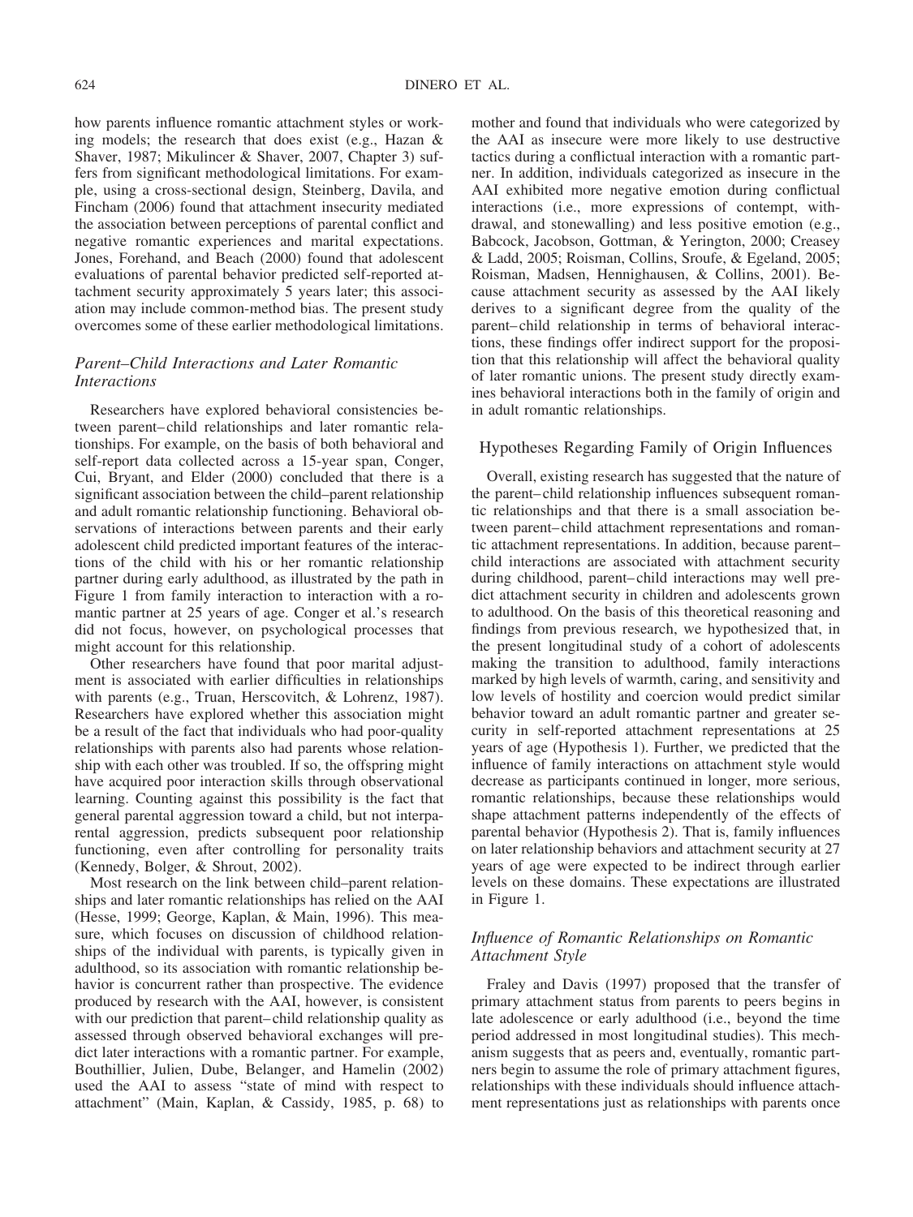how parents influence romantic attachment styles or working models; the research that does exist (e.g., Hazan & Shaver, 1987; Mikulincer & Shaver, 2007, Chapter 3) suffers from significant methodological limitations. For example, using a cross-sectional design, Steinberg, Davila, and Fincham (2006) found that attachment insecurity mediated the association between perceptions of parental conflict and negative romantic experiences and marital expectations. Jones, Forehand, and Beach (2000) found that adolescent evaluations of parental behavior predicted self-reported attachment security approximately 5 years later; this association may include common-method bias. The present study overcomes some of these earlier methodological limitations.

### *Parent–Child Interactions and Later Romantic Interactions*

Researchers have explored behavioral consistencies between parent–child relationships and later romantic relationships. For example, on the basis of both behavioral and self-report data collected across a 15-year span, Conger, Cui, Bryant, and Elder (2000) concluded that there is a significant association between the child–parent relationship and adult romantic relationship functioning. Behavioral observations of interactions between parents and their early adolescent child predicted important features of the interactions of the child with his or her romantic relationship partner during early adulthood, as illustrated by the path in Figure 1 from family interaction to interaction with a romantic partner at 25 years of age. Conger et al.'s research did not focus, however, on psychological processes that might account for this relationship.

Other researchers have found that poor marital adjustment is associated with earlier difficulties in relationships with parents (e.g., Truan, Herscovitch, & Lohrenz, 1987). Researchers have explored whether this association might be a result of the fact that individuals who had poor-quality relationships with parents also had parents whose relationship with each other was troubled. If so, the offspring might have acquired poor interaction skills through observational learning. Counting against this possibility is the fact that general parental aggression toward a child, but not interparental aggression, predicts subsequent poor relationship functioning, even after controlling for personality traits (Kennedy, Bolger, & Shrout, 2002).

Most research on the link between child–parent relationships and later romantic relationships has relied on the AAI (Hesse, 1999; George, Kaplan, & Main, 1996). This measure, which focuses on discussion of childhood relationships of the individual with parents, is typically given in adulthood, so its association with romantic relationship behavior is concurrent rather than prospective. The evidence produced by research with the AAI, however, is consistent with our prediction that parent–child relationship quality as assessed through observed behavioral exchanges will predict later interactions with a romantic partner. For example, Bouthillier, Julien, Dube, Belanger, and Hamelin (2002) used the AAI to assess "state of mind with respect to attachment" (Main, Kaplan, & Cassidy, 1985, p. 68) to mother and found that individuals who were categorized by the AAI as insecure were more likely to use destructive tactics during a conflictual interaction with a romantic partner. In addition, individuals categorized as insecure in the AAI exhibited more negative emotion during conflictual interactions (i.e., more expressions of contempt, withdrawal, and stonewalling) and less positive emotion (e.g., Babcock, Jacobson, Gottman, & Yerington, 2000; Creasey & Ladd, 2005; Roisman, Collins, Sroufe, & Egeland, 2005; Roisman, Madsen, Hennighausen, & Collins, 2001). Because attachment security as assessed by the AAI likely derives to a significant degree from the quality of the parent–child relationship in terms of behavioral interactions, these findings offer indirect support for the proposition that this relationship will affect the behavioral quality of later romantic unions. The present study directly examines behavioral interactions both in the family of origin and in adult romantic relationships.

## Hypotheses Regarding Family of Origin Influences

Overall, existing research has suggested that the nature of the parent–child relationship influences subsequent romantic relationships and that there is a small association between parent–child attachment representations and romantic attachment representations. In addition, because parent–child interactions are associated with attachment security during childhood, parent–child interactions may well predict attachment security in children and adolescents grown to adulthood. On the basis of this theoretical reasoning and findings from previous research, we hypothesized that, in the present longitudinal study of a cohort of adolescents making the transition to adulthood, family interactions marked by high levels of warmth, caring, and sensitivity and low levels of hostility and coercion would predict similar behavior toward an adult romantic partner and greater security in self-reported attachment representations at 25 years of age (Hypothesis 1). Further, we predicted that the influence of family interactions on attachment style would decrease as participants continued in longer, more serious, romantic relationships, because these relationships would shape attachment patterns independently of the effects of parental behavior (Hypothesis 2). That is, family influences on later relationship behaviors and attachment security at 27 years of age were expected to be indirect through earlier levels on these domains. These expectations are illustrated in Figure 1.

### *Influence of Romantic Relationships on Romantic Attachment Style*

Fraley and Davis (1997) proposed that the transfer of primary attachment status from parents to peers begins in late adolescence or early adulthood (i.e., beyond the time period addressed in most longitudinal studies). This mechanism suggests that as peers and, eventually, romantic partners begin to assume the role of primary attachment figures, relationships with these individuals should influence attachment representations just as relationships with parents once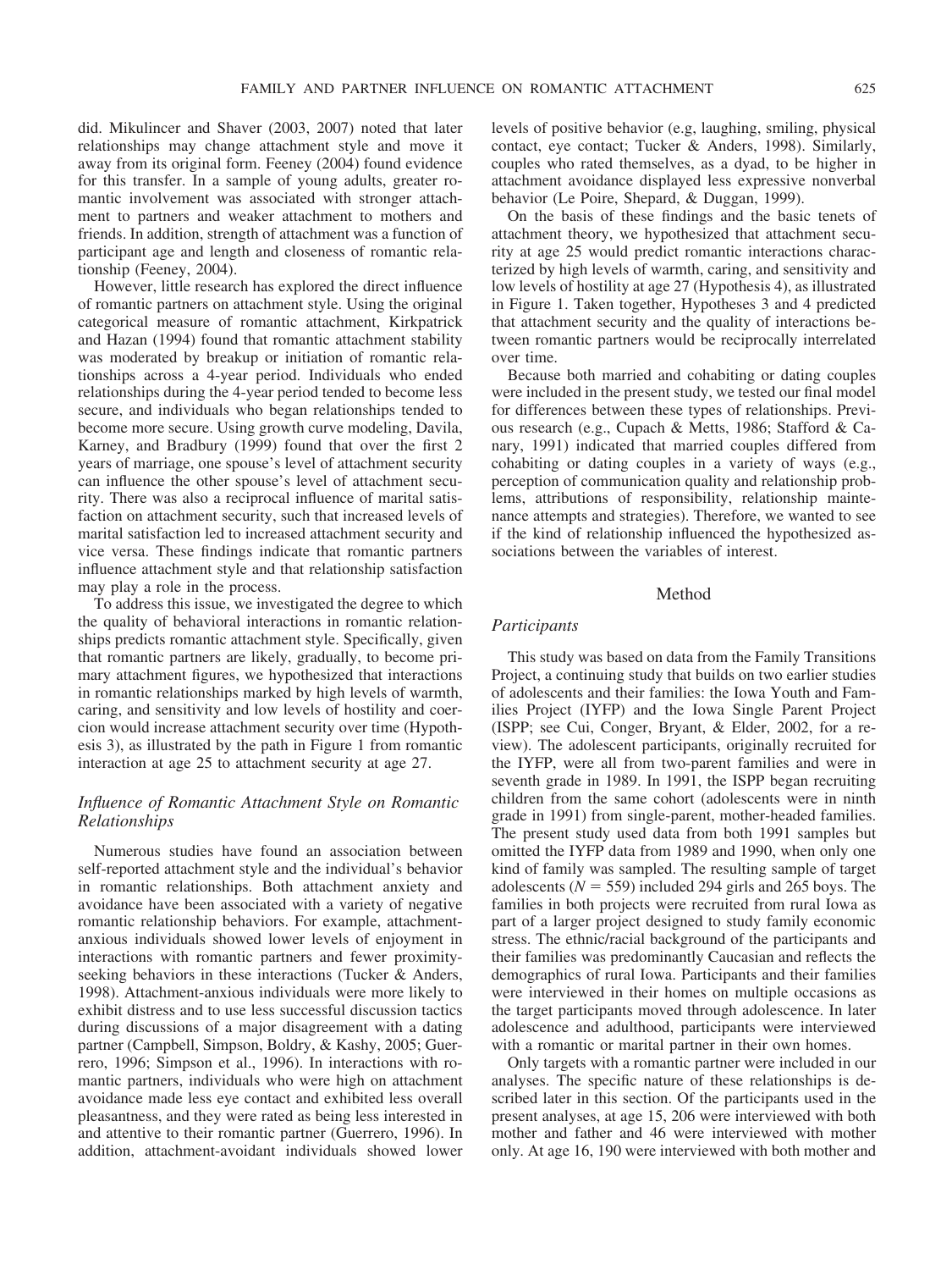did. Mikulincer and Shaver (2003, 2007) noted that later relationships may change attachment style and move it away from its original form. Feeney (2004) found evidence for this transfer. In a sample of young adults, greater romantic involvement was associated with stronger attachment to partners and weaker attachment to mothers and friends. In addition, strength of attachment was a function of participant age and length and closeness of romantic relationship (Feeney, 2004).

However, little research has explored the direct influence of romantic partners on attachment style. Using the original categorical measure of romantic attachment, Kirkpatrick and Hazan (1994) found that romantic attachment stability was moderated by breakup or initiation of romantic relationships across a 4-year period. Individuals who ended relationships during the 4-year period tended to become less secure, and individuals who began relationships tended to become more secure. Using growth curve modeling, Davila, Karney, and Bradbury (1999) found that over the first 2 years of marriage, one spouse's level of attachment security can influence the other spouse's level of attachment security. There was also a reciprocal influence of marital satisfaction on attachment security, such that increased levels of marital satisfaction led to increased attachment security and vice versa. These findings indicate that romantic partners influence attachment style and that relationship satisfaction may play a role in the process.

To address this issue, we investigated the degree to which the quality of behavioral interactions in romantic relationships predicts romantic attachment style. Specifically, given that romantic partners are likely, gradually, to become primary attachment figures, we hypothesized that interactions in romantic relationships marked by high levels of warmth, caring, and sensitivity and low levels of hostility and coercion would increase attachment security over time (Hypothesis 3), as illustrated by the path in Figure 1 from romantic interaction at age 25 to attachment security at age 27.

### *Influence of Romantic Attachment Style on Romantic Relationships*

Numerous studies have found an association between self-reported attachment style and the individual's behavior in romantic relationships. Both attachment anxiety and avoidance have been associated with a variety of negative romantic relationship behaviors. For example, attachment-anxious individuals showed lower levels of enjoyment in interactions with romantic partners and fewer proximity-seeking behaviors in these interactions (Tucker & Anders, 1998). Attachment-anxious individuals were more likely to exhibit distress and to use less successful discussion tactics during discussions of a major disagreement with a dating partner (Campbell, Simpson, Boldry, & Kashy, 2005; Guerrero, 1996; Simpson et al., 1996). In interactions with romantic partners, individuals who were high on attachment avoidance made less eye contact and exhibited less overall pleasantness, and they were rated as being less interested in and attentive to their romantic partner (Guerrero, 1996). In addition, attachment-avoidant individuals showed lower levels of positive behavior (e.g, laughing, smiling, physical contact, eye contact; Tucker & Anders, 1998). Similarly, couples who rated themselves, as a dyad, to be higher in attachment avoidance displayed less expressive nonverbal behavior (Le Poire, Shepard, & Duggan, 1999).

On the basis of these findings and the basic tenets of attachment theory, we hypothesized that attachment security at age 25 would predict romantic interactions characterized by high levels of warmth, caring, and sensitivity and low levels of hostility at age 27 (Hypothesis 4), as illustrated in Figure 1. Taken together, Hypotheses 3 and 4 predicted that attachment security and the quality of interactions between romantic partners would be reciprocally interrelated over time.

Because both married and cohabiting or dating couples were included in the present study, we tested our final model for differences between these types of relationships. Previous research (e.g., Cupach & Metts, 1986; Stafford & Canary, 1991) indicated that married couples differed from cohabiting or dating couples in a variety of ways (e.g., perception of communication quality and relationship problems, attributions of responsibility, relationship maintenance attempts and strategies). Therefore, we wanted to see if the kind of relationship influenced the hypothesized associations between the variables of interest.

## Method

### *Participants*

This study was based on data from the Family Transitions Project, a continuing study that builds on two earlier studies of adolescents and their families: the Iowa Youth and Families Project (IYFP) and the Iowa Single Parent Project (ISPP; see Cui, Conger, Bryant, & Elder, 2002, for a review). The adolescent participants, originally recruited for the IYFP, were all from two-parent families and were in seventh grade in 1989. In 1991, the ISPP began recruiting children from the same cohort (adolescents were in ninth grade in 1991) from single-parent, mother-headed families. The present study used data from both 1991 samples but omitted the IYFP data from 1989 and 1990, when only one kind of family was sampled. The resulting sample of target adolescents ($N = 559$) included 294 girls and 265 boys. The families in both projects were recruited from rural Iowa as part of a larger project designed to study family economic stress. The ethnic/racial background of the participants and their families was predominantly Caucasian and reflects the demographics of rural Iowa. Participants and their families were interviewed in their homes on multiple occasions as the target participants moved through adolescence. In later adolescence and adulthood, participants were interviewed with a romantic or marital partner in their own homes.

Only targets with a romantic partner were included in our analyses. The specific nature of these relationships is described later in this section. Of the participants used in the present analyses, at age 15, 206 were interviewed with both mother and father and 46 were interviewed with mother only. At age 16, 190 were interviewed with both mother and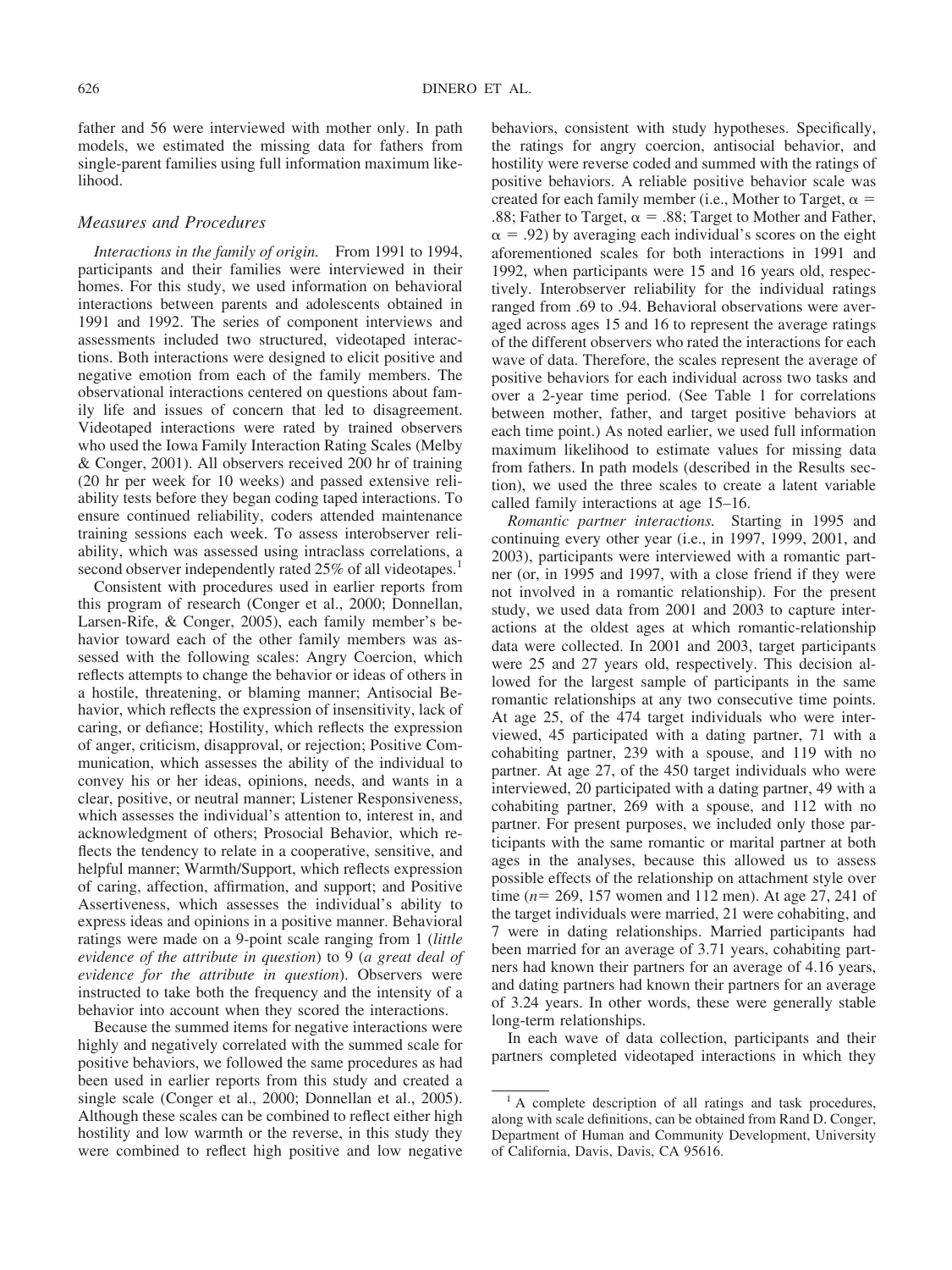father and 56 were interviewed with mother only. In path models, we estimated the missing data for fathers from single-parent families using full information maximum likelihood.

### Measures and Procedures

*Interactions in the family of origin.* From 1991 to 1994, participants and their families were interviewed in their homes. For this study, we used information on behavioral interactions between parents and adolescents obtained in 1991 and 1992. The series of component interviews and assessments included two structured, videotaped interactions. Both interactions were designed to elicit positive and negative emotion from each of the family members. The observational interactions centered on questions about family life and issues of concern that led to disagreement. Videotaped interactions were rated by trained observers who used the Iowa Family Interaction Rating Scales (Melby & Conger, 2001). All observers received 200 hr of training (20 hr per week for 10 weeks) and passed extensive reliability tests before they began coding taped interactions. To ensure continued reliability, coders attended maintenance training sessions each week. To assess interobserver reliability, which was assessed using intraclass correlations, a second observer independently rated 25% of all videotapes.[1]

Consistent with procedures used in earlier reports from this program of research (Conger et al., 2000; Donnellan, Larsen-Rife, & Conger, 2005), each family member's behavior toward each of the other family members was assessed with the following scales: Angry Coercion, which reflects attempts to change the behavior or ideas of others in a hostile, threatening, or blaming manner; Antisocial Behavior, which reflects the expression of insensitivity, lack of caring, or defiance; Hostility, which reflects the expression of anger, criticism, disapproval, or rejection; Positive Communication, which assesses the ability of the individual to convey his or her ideas, opinions, needs, and wants in a clear, positive, or neutral manner; Listener Responsiveness, which assesses the individual's attention to, interest in, and acknowledgment of others; Prosocial Behavior, which reflects the tendency to relate in a cooperative, sensitive, and helpful manner; Warmth/Support, which reflects expression of caring, affection, affirmation, and support; and Positive Assertiveness, which assesses the individual's ability to express ideas and opinions in a positive manner. Behavioral ratings were made on a 9-point scale ranging from 1 (*little evidence of the attribute in question*) to 9 (*a great deal of evidence for the attribute in question*). Observers were instructed to take both the frequency and the intensity of a behavior into account when they scored the interactions.

Because the summed items for negative interactions were highly and negatively correlated with the summed scale for positive behaviors, we followed the same procedures as had been used in earlier reports from this study and created a single scale (Conger et al., 2000; Donnellan et al., 2005). Although these scales can be combined to reflect either high hostility and low warmth or the reverse, in this study they were combined to reflect high positive and low negative behaviors, consistent with study hypotheses. Specifically, the ratings for angry coercion, antisocial behavior, and hostility were reverse coded and summed with the ratings of positive behaviors. A reliable positive behavior scale was created for each family member (i.e., Mother to Target, $\alpha = .88$; Father to Target, $\alpha = .88$; Target to Mother and Father, $\alpha = .92$) by averaging each individual's scores on the eight aforementioned scales for both interactions in 1991 and 1992, when participants were 15 and 16 years old, respectively. Interobserver reliability for the individual ratings ranged from .69 to .94. Behavioral observations were averaged across ages 15 and 16 to represent the average ratings of the different observers who rated the interactions for each wave of data. Therefore, the scales represent the average of positive behaviors for each individual across two tasks and over a 2-year time period. (See Table 1 for correlations between mother, father, and target positive behaviors at each time point.) As noted earlier, we used full information maximum likelihood to estimate values for missing data from fathers. In path models (described in the Results section), we used the three scales to create a latent variable called family interactions at age 15–16.

*Romantic partner interactions.* Starting in 1995 and continuing every other year (i.e., in 1997, 1999, 2001, and 2003), participants were interviewed with a romantic partner (or, in 1995 and 1997, with a close friend if they were not involved in a romantic relationship). For the present study, we used data from 2001 and 2003 to capture interactions at the oldest ages at which romantic-relationship data were collected. In 2001 and 2003, target participants were 25 and 27 years old, respectively. This decision allowed for the largest sample of participants in the same romantic relationships at any two consecutive time points. At age 25, of the 474 target individuals who were interviewed, 45 participated with a dating partner, 71 with a cohabiting partner, 239 with a spouse, and 119 with no partner. At age 27, of the 450 target individuals who were interviewed, 20 participated with a dating partner, 49 with a cohabiting partner, 269 with a spouse, and 112 with no partner. For present purposes, we included only those participants with the same romantic or marital partner at both ages in the analyses, because this allowed us to assess possible effects of the relationship on attachment style over time ($n = 269$, 157 women and 112 men). At age 27, 241 of the target individuals were married, 21 were cohabiting, and 7 were in dating relationships. Married participants had been married for an average of 3.71 years, cohabiting partners had known their partners for an average of 4.16 years, and dating partners had known their partners for an average of 3.24 years. In other words, these were generally stable long-term relationships.

In each wave of data collection, participants and their partners completed videotaped interactions in which they

[1] A complete description of all ratings and task procedures, along with scale definitions, can be obtained from Rand D. Conger, Department of Human and Community Development, University of California, Davis, Davis, CA 95616.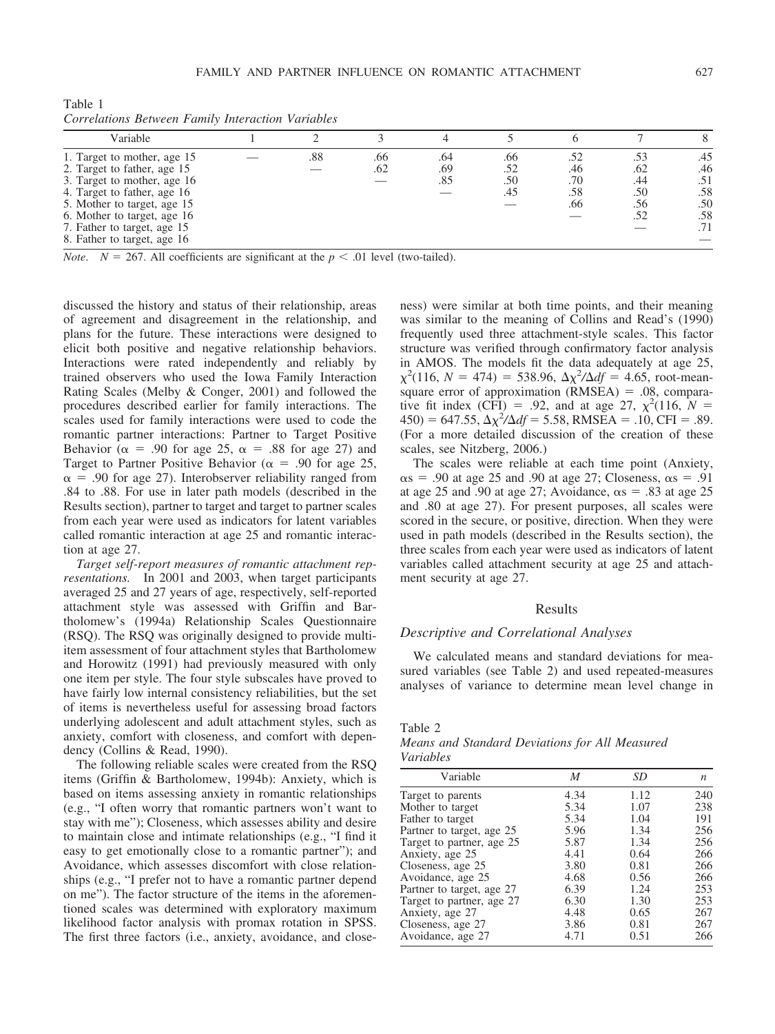Table 1
*Correlations Between Family Interaction Variables*

| Variable | 1 | 2 | 3 | 4 | 5 | 6 | 7 | 8 |
|---|---|---|---|---|---|---|---|---|
| 1. Target to mother, age 15 | — | .88 | .66 | .64 | .66 | .52 | .53 | .45 |
| 2. Target to father, age 15 | | — | .62 | .69 | .52 | .46 | .62 | .46 |
| 3. Target to mother, age 16 | | | — | .85 | .50 | .70 | .44 | .51 |
| 4. Target to father, age 16 | | | | — | .45 | .58 | .50 | .58 |
| 5. Mother to target, age 15 | | | | | — | .66 | .56 | .50 |
| 6. Mother to target, age 16 | | | | | | — | .52 | .58 |
| 7. Father to target, age 15 | | | | | | | — | .71 |
| 8. Father to target, age 16 | | | | | | | | — |

*Note*. $N = 267$. All coefficients are significant at the $p < .01$ level (two-tailed).

discussed the history and status of their relationship, areas of agreement and disagreement in the relationship, and plans for the future. These interactions were designed to elicit both positive and negative relationship behaviors. Interactions were rated independently and reliably by trained observers who used the Iowa Family Interaction Rating Scales (Melby & Conger, 2001) and followed the procedures described earlier for family interactions. The scales used for family interactions were used to code the romantic partner interactions: Partner to Target Positive Behavior ($\alpha = .90$ for age 25, $\alpha = .88$ for age 27) and Target to Partner Positive Behavior ($\alpha = .90$ for age 25, $\alpha = .90$ for age 27). Interobserver reliability ranged from .84 to .88. For use in later path models (described in the Results section), partner to target and target to partner scales from each year were used as indicators for latent variables called romantic interaction at age 25 and romantic interaction at age 27.

*Target self-report measures of romantic attachment representations.* In 2001 and 2003, when target participants averaged 25 and 27 years of age, respectively, self-reported attachment style was assessed with Griffin and Bartholomew's (1994a) Relationship Scales Questionnaire (RSQ). The RSQ was originally designed to provide multi-item assessment of four attachment styles that Bartholomew and Horowitz (1991) had previously measured with only one item per style. The four style subscales have proved to have fairly low internal consistency reliabilities, but the set of items is nevertheless useful for assessing broad factors underlying adolescent and adult attachment styles, such as anxiety, comfort with closeness, and comfort with dependency (Collins & Read, 1990).

The following reliable scales were created from the RSQ items (Griffin & Bartholomew, 1994b): Anxiety, which is based on items assessing anxiety in romantic relationships (e.g., "I often worry that romantic partners won't want to stay with me"); Closeness, which assesses ability and desire to maintain close and intimate relationships (e.g., "I find it easy to get emotionally close to a romantic partner"); and Avoidance, which assesses discomfort with close relationships (e.g., "I prefer not to have a romantic partner depend on me"). The factor structure of the items in the aforementioned scales was determined with exploratory maximum likelihood factor analysis with promax rotation in SPSS. The first three factors (i.e., anxiety, avoidance, and closeness) were similar at both time points, and their meaning was similar to the meaning of Collins and Read's (1990) frequently used three attachment-style scales. This factor structure was verified through confirmatory factor analysis in AMOS. The models fit the data adequately at age 25, $\chi^2(116, N = 474) = 538.96$, $\Delta\chi^2/\Delta df = 4.65$, root-mean-square error of approximation (RMSEA) = .08, comparative fit index (CFI) = .92, and at age 27, $\chi^2(116, N = 450) = 647.55$, $\Delta\chi^2/\Delta df = 5.58$, RMSEA = .10, CFI = .89. (For a more detailed discussion of the creation of these scales, see Nitzberg, 2006.)

The scales were reliable at each time point (Anxiety, $\alpha$s = .90 at age 25 and .90 at age 27; Closeness, $\alpha$s = .91 at age 25 and .90 at age 27; Avoidance, $\alpha$s = .83 at age 25 and .80 at age 27). For present purposes, all scales were scored in the secure, or positive, direction. When they were used in path models (described in the Results section), the three scales from each year were used as indicators of latent variables called attachment security at age 25 and attachment security at age 27.

## Results

### Descriptive and Correlational Analyses

We calculated means and standard deviations for measured variables (see Table 2) and used repeated-measures analyses of variance to determine mean level change in

Table 2
*Means and Standard Deviations for All Measured Variables*

| Variable | *M* | *SD* | *n* |
|---|---|---|---|
| Target to parents | 4.34 | 1.12 | 240 |
| Mother to target | 5.34 | 1.07 | 238 |
| Father to target | 5.34 | 1.04 | 191 |
| Partner to target, age 25 | 5.96 | 1.34 | 256 |
| Target to partner, age 25 | 5.87 | 1.34 | 256 |
| Anxiety, age 25 | 4.41 | 0.64 | 266 |
| Closeness, age 25 | 3.80 | 0.81 | 266 |
| Avoidance, age 25 | 4.68 | 0.56 | 266 |
| Partner to target, age 27 | 6.39 | 1.24 | 253 |
| Target to partner, age 27 | 6.30 | 1.30 | 253 |
| Anxiety, age 27 | 4.48 | 0.65 | 267 |
| Closeness, age 27 | 3.86 | 0.81 | 267 |
| Avoidance, age 27 | 4.71 | 0.51 | 266 |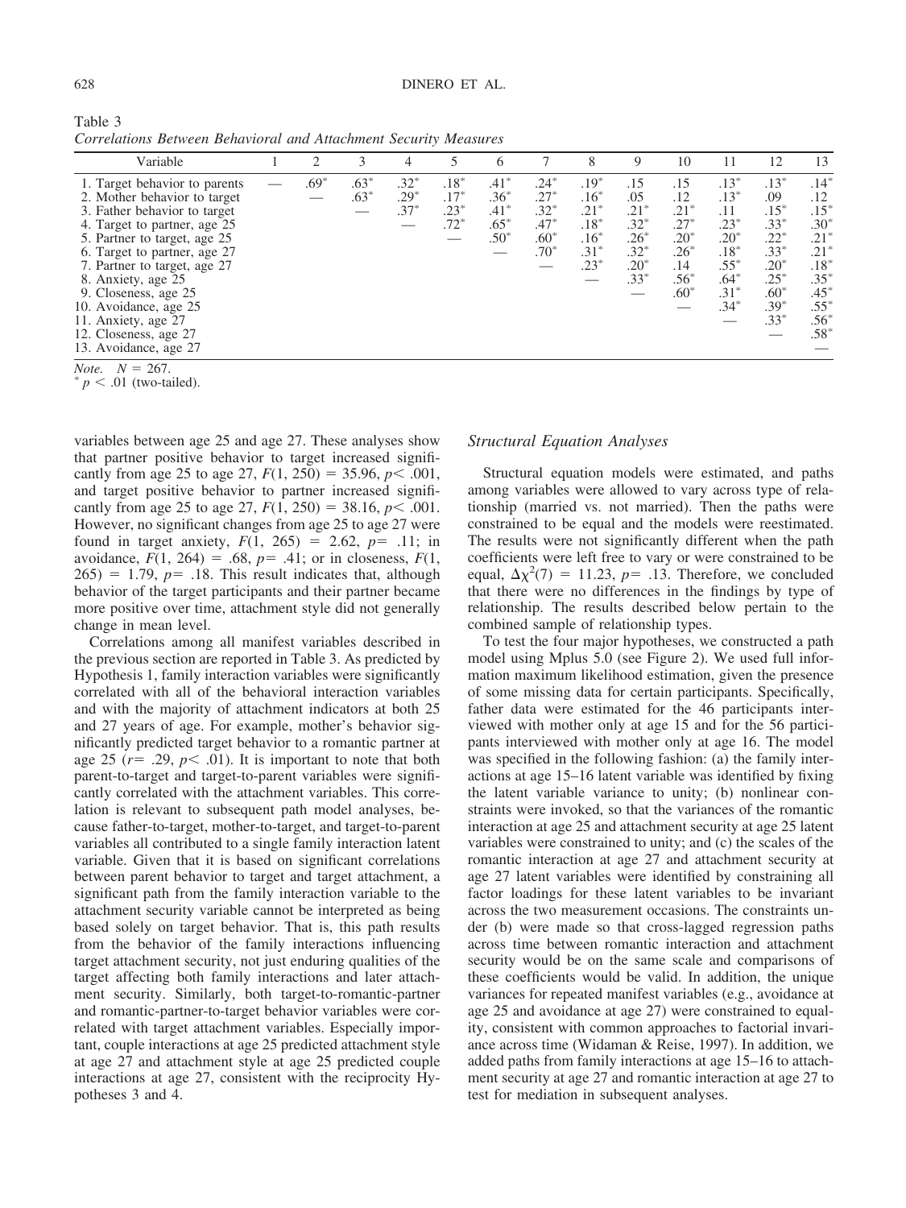Table 3
*Correlations Between Behavioral and Attachment Security Measures*

| Variable | 1 | 2 | 3 | 4 | 5 | 6 | 7 | 8 | 9 | 10 | 11 | 12 | 13 |
|---|---|---|---|---|---|---|---|---|---|---|---|---|---|
| 1. Target behavior to parents | — | .69* | .63* | .32* | .18* | .41* | .24* | .19* | .15 | .15 | .13* | .13* | .14* |
| 2. Mother behavior to target | | — | .63* | .29* | .17* | .36* | .27* | .16* | .05 | .12 | .13* | .09 | .12 |
| 3. Father behavior to target | | | — | .37* | .23* | .41* | .32* | .21* | .21* | .21* | .11 | .15* | .15* |
| 4. Target to partner, age 25 | | | | — | .72* | .65* | .47* | .18* | .32* | .27* | .23* | .33* | .30* |
| 5. Partner to target, age 25 | | | | | — | .50* | .60* | .16* | .26* | .20* | .20* | .22* | .21* |
| 6. Target to partner, age 27 | | | | | | — | .70* | .31* | .32* | .26* | .18* | .33* | .21* |
| 7. Partner to target, age 27 | | | | | | | — | .23* | .20* | .14 | .55* | .20* | .18* |
| 8. Anxiety, age 25 | | | | | | | | — | .33* | .56* | .64* | .25* | .35* |
| 9. Closeness, age 25 | | | | | | | | | — | .60* | .31* | .60* | .45* |
| 10. Avoidance, age 25 | | | | | | | | | | — | .34* | .39* | .55* |
| 11. Anxiety, age 27 | | | | | | | | | | | — | .33* | .56* |
| 12. Closeness, age 27 | | | | | | | | | | | | — | .58* |
| 13. Avoidance, age 27 | | | | | | | | | | | | | — |

*Note.* $N = 267$.
* $p < .01$ (two-tailed).

variables between age 25 and age 27. These analyses show that partner positive behavior to target increased significantly from age 25 to age 27, $F(1, 250) = 35.96$, $p < .001$, and target positive behavior to partner increased significantly from age 25 to age 27, $F(1, 250) = 38.16$, $p < .001$. However, no significant changes from age 25 to age 27 were found in target anxiety, $F(1, 265) = 2.62$, $p = .11$; in avoidance, $F(1, 264) = .68$, $p = .41$; or in closeness, $F(1, 265) = 1.79$, $p = .18$. This result indicates that, although behavior of the target participants and their partner became more positive over time, attachment style did not generally change in mean level.

Correlations among all manifest variables described in the previous section are reported in Table 3. As predicted by Hypothesis 1, family interaction variables were significantly correlated with all of the behavioral interaction variables and with the majority of attachment indicators at both 25 and 27 years of age. For example, mother's behavior significantly predicted target behavior to a romantic partner at age 25 ($r = .29$, $p < .01$). It is important to note that both parent-to-target and target-to-parent variables were significantly correlated with the attachment variables. This correlation is relevant to subsequent path model analyses, because father-to-target, mother-to-target, and target-to-parent variables all contributed to a single family interaction latent variable. Given that it is based on significant correlations between parent behavior to target and target attachment, a significant path from the family interaction variable to the attachment security variable cannot be interpreted as being based solely on target behavior. That is, this path results from the behavior of the family interactions influencing target attachment security, not just enduring qualities of the target affecting both family interactions and later attachment security. Similarly, both target-to-romantic-partner and romantic-partner-to-target behavior variables were correlated with target attachment variables. Especially important, couple interactions at age 25 predicted attachment style at age 27 and attachment style at age 25 predicted couple interactions at age 27, consistent with the reciprocity Hypotheses 3 and 4.

### *Structural Equation Analyses*

Structural equation models were estimated, and paths among variables were allowed to vary across type of relationship (married vs. not married). Then the paths were constrained to be equal and the models were reestimated. The results were not significantly different when the path coefficients were left free to vary or were constrained to be equal, $\Delta\chi^2(7) = 11.23$, $p = .13$. Therefore, we concluded that there were no differences in the findings by type of relationship. The results described below pertain to the combined sample of relationship types.

To test the four major hypotheses, we constructed a path model using Mplus 5.0 (see Figure 2). We used full information maximum likelihood estimation, given the presence of some missing data for certain participants. Specifically, father data were estimated for the 46 participants interviewed with mother only at age 15 and for the 56 participants interviewed with mother only at age 16. The model was specified in the following fashion: (a) the family interactions at age 15–16 latent variable was identified by fixing the latent variable variance to unity; (b) nonlinear constraints were invoked, so that the variances of the romantic interaction at age 25 and attachment security at age 25 latent variables were constrained to unity; and (c) the scales of the romantic interaction at age 27 and attachment security at age 27 latent variables were identified by constraining all factor loadings for these latent variables to be invariant across the two measurement occasions. The constraints under (b) were made so that cross-lagged regression paths across time between romantic interaction and attachment security would be on the same scale and comparisons of these coefficients would be valid. In addition, the unique variances for repeated manifest variables (e.g., avoidance at age 25 and avoidance at age 27) were constrained to equality, consistent with common approaches to factorial invariance across time (Widaman & Reise, 1997). In addition, we added paths from family interactions at age 15–16 to attachment security at age 27 and romantic interaction at age 27 to test for mediation in subsequent analyses.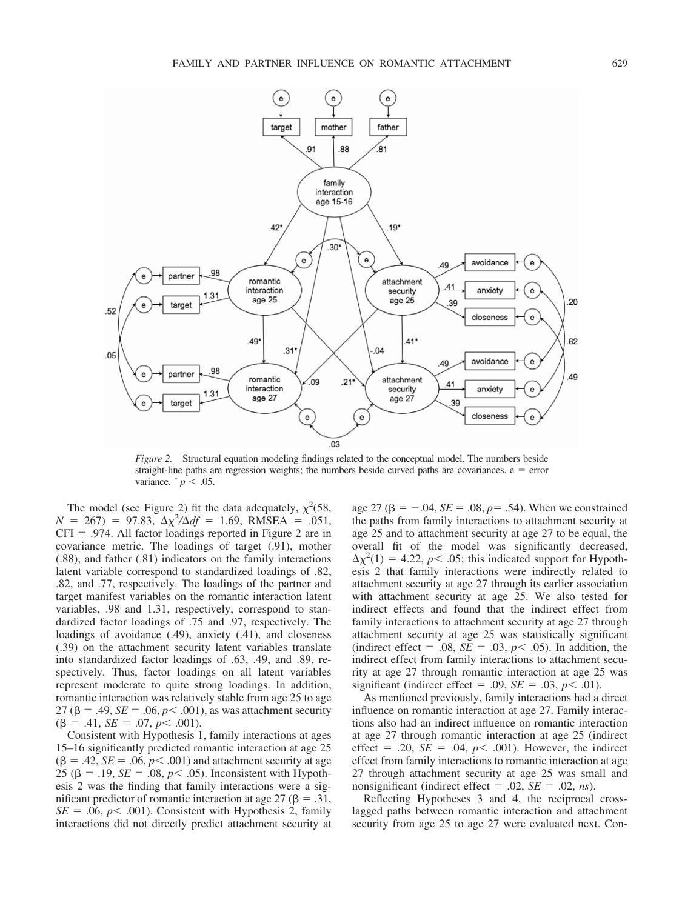*Figure 2.* Structural equation modeling findings related to the conceptual model. The numbers beside straight-line paths are regression weights; the numbers beside curved paths are covariances. e = error variance. * $p < .05$.

The model (see Figure 2) fit the data adequately, $\chi^2(58, N = 267) = 97.83$, $\Delta\chi^2/\Delta df = 1.69$, RMSEA = .051, CFI = .974. All factor loadings reported in Figure 2 are in covariance metric. The loadings of target (.91), mother (.88), and father (.81) indicators on the family interactions latent variable correspond to standardized loadings of .82, .82, and .77, respectively. The loadings of the partner and target manifest variables on the romantic interaction latent variables, .98 and 1.31, respectively, correspond to standardized factor loadings of .75 and .97, respectively. The loadings of avoidance (.49), anxiety (.41), and closeness (.39) on the attachment security latent variables translate into standardized factor loadings of .63, .49, and .89, respectively. Thus, factor loadings on all latent variables represent moderate to quite strong loadings. In addition, romantic interaction was relatively stable from age 25 to age 27 ($\beta = .49$, $SE = .06$, $p < .001$), as was attachment security ($\beta = .41$, $SE = .07$, $p < .001$).

Consistent with Hypothesis 1, family interactions at ages 15–16 significantly predicted romantic interaction at age 25 ($\beta = .42$, $SE = .06$, $p < .001$) and attachment security at age 25 ($\beta = .19$, $SE = .08$, $p < .05$). Inconsistent with Hypothesis 2 was the finding that family interactions were a significant predictor of romantic interaction at age 27 ($\beta = .31$, $SE = .06$, $p < .001$). Consistent with Hypothesis 2, family interactions did not directly predict attachment security at age 27 ($\beta = -.04$, $SE = .08$, $p = .54$). When we constrained the paths from family interactions to attachment security at age 25 and to attachment security at age 27 to be equal, the overall fit of the model was significantly decreased, $\Delta\chi^2(1) = 4.22$, $p < .05$; this indicated support for Hypothesis 2 that family interactions were indirectly related to attachment security at age 27 through its earlier association with attachment security at age 25. We also tested for indirect effects and found that the indirect effect from family interactions to attachment security at age 27 through attachment security at age 25 was statistically significant (indirect effect = .08, $SE = .03$, $p < .05$). In addition, the indirect effect from family interactions to attachment security at age 27 through romantic interaction at age 25 was significant (indirect effect = .09, $SE = .03$, $p < .01$).

As mentioned previously, family interactions had a direct influence on romantic interaction at age 27. Family interactions also had an indirect influence on romantic interaction at age 27 through romantic interaction at age 25 (indirect effect = .20, $SE = .04$, $p < .001$). However, the indirect effect from family interactions to romantic interaction at age 27 through attachment security at age 25 was small and nonsignificant (indirect effect = .02, $SE = .02$, *ns*).

Reflecting Hypotheses 3 and 4, the reciprocal cross-lagged paths between romantic interaction and attachment security from age 25 to age 27 were evaluated next. Con-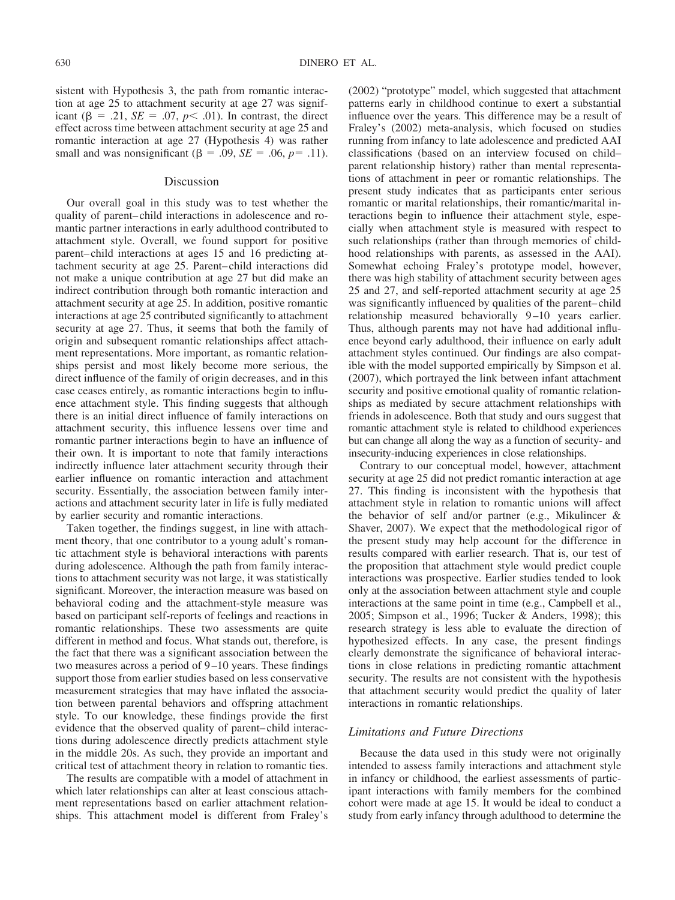sistent with Hypothesis 3, the path from romantic interaction at age 25 to attachment security at age 27 was significant ($\beta = .21$, $SE = .07$, $p < .01$). In contrast, the direct effect across time between attachment security at age 25 and romantic interaction at age 27 (Hypothesis 4) was rather small and was nonsignificant ($\beta = .09$, $SE = .06$, $p = .11$).

## Discussion

Our overall goal in this study was to test whether the quality of parent–child interactions in adolescence and romantic partner interactions in early adulthood contributed to attachment style. Overall, we found support for positive parent–child interactions at ages 15 and 16 predicting attachment security at age 25. Parent–child interactions did not make a unique contribution at age 27 but did make an indirect contribution through both romantic interaction and attachment security at age 25. In addition, positive romantic interactions at age 25 contributed significantly to attachment security at age 27. Thus, it seems that both the family of origin and subsequent romantic relationships affect attachment representations. More important, as romantic relationships persist and most likely become more serious, the direct influence of the family of origin decreases, and in this case ceases entirely, as romantic interactions begin to influence attachment style. This finding suggests that although there is an initial direct influence of family interactions on attachment security, this influence lessens over time and romantic partner interactions begin to have an influence of their own. It is important to note that family interactions indirectly influence later attachment security through their earlier influence on romantic interaction and attachment security. Essentially, the association between family interactions and attachment security later in life is fully mediated by earlier security and romantic interactions.

Taken together, the findings suggest, in line with attachment theory, that one contributor to a young adult's romantic attachment style is behavioral interactions with parents during adolescence. Although the path from family interactions to attachment security was not large, it was statistically significant. Moreover, the interaction measure was based on behavioral coding and the attachment-style measure was based on participant self-reports of feelings and reactions in romantic relationships. These two assessments are quite different in method and focus. What stands out, therefore, is the fact that there was a significant association between the two measures across a period of 9–10 years. These findings support those from earlier studies based on less conservative measurement strategies that may have inflated the association between parental behaviors and offspring attachment style. To our knowledge, these findings provide the first evidence that the observed quality of parent–child interactions during adolescence directly predicts attachment style in the middle 20s. As such, they provide an important and critical test of attachment theory in relation to romantic ties.

The results are compatible with a model of attachment in which later relationships can alter at least conscious attachment representations based on earlier attachment relationships. This attachment model is different from Fraley's (2002) "prototype" model, which suggested that attachment patterns early in childhood continue to exert a substantial influence over the years. This difference may be a result of Fraley's (2002) meta-analysis, which focused on studies running from infancy to late adolescence and predicted AAI classifications (based on an interview focused on child–parent relationship history) rather than mental representations of attachment in peer or romantic relationships. The present study indicates that as participants enter serious romantic or marital relationships, their romantic/marital interactions begin to influence their attachment style, especially when attachment style is measured with respect to such relationships (rather than through memories of childhood relationships with parents, as assessed in the AAI). Somewhat echoing Fraley's prototype model, however, there was high stability of attachment security between ages 25 and 27, and self-reported attachment security at age 25 was significantly influenced by qualities of the parent–child relationship measured behaviorally 9–10 years earlier. Thus, although parents may not have had additional influence beyond early adulthood, their influence on early adult attachment styles continued. Our findings are also compatible with the model supported empirically by Simpson et al. (2007), which portrayed the link between infant attachment security and positive emotional quality of romantic relationships as mediated by secure attachment relationships with friends in adolescence. Both that study and ours suggest that romantic attachment style is related to childhood experiences but can change all along the way as a function of security- and insecurity-inducing experiences in close relationships.

Contrary to our conceptual model, however, attachment security at age 25 did not predict romantic interaction at age 27. This finding is inconsistent with the hypothesis that attachment style in relation to romantic unions will affect the behavior of self and/or partner (e.g., Mikulincer & Shaver, 2007). We expect that the methodological rigor of the present study may help account for the difference in results compared with earlier research. That is, our test of the proposition that attachment style would predict couple interactions was prospective. Earlier studies tended to look only at the association between attachment style and couple interactions at the same point in time (e.g., Campbell et al., 2005; Simpson et al., 1996; Tucker & Anders, 1998); this research strategy is less able to evaluate the direction of hypothesized effects. In any case, the present findings clearly demonstrate the significance of behavioral interactions in close relations in predicting romantic attachment security. The results are not consistent with the hypothesis that attachment security would predict the quality of later interactions in romantic relationships.

### *Limitations and Future Directions*

Because the data used in this study were not originally intended to assess family interactions and attachment style in infancy or childhood, the earliest assessments of participant interactions with family members for the combined cohort were made at age 15. It would be ideal to conduct a study from early infancy through adulthood to determine the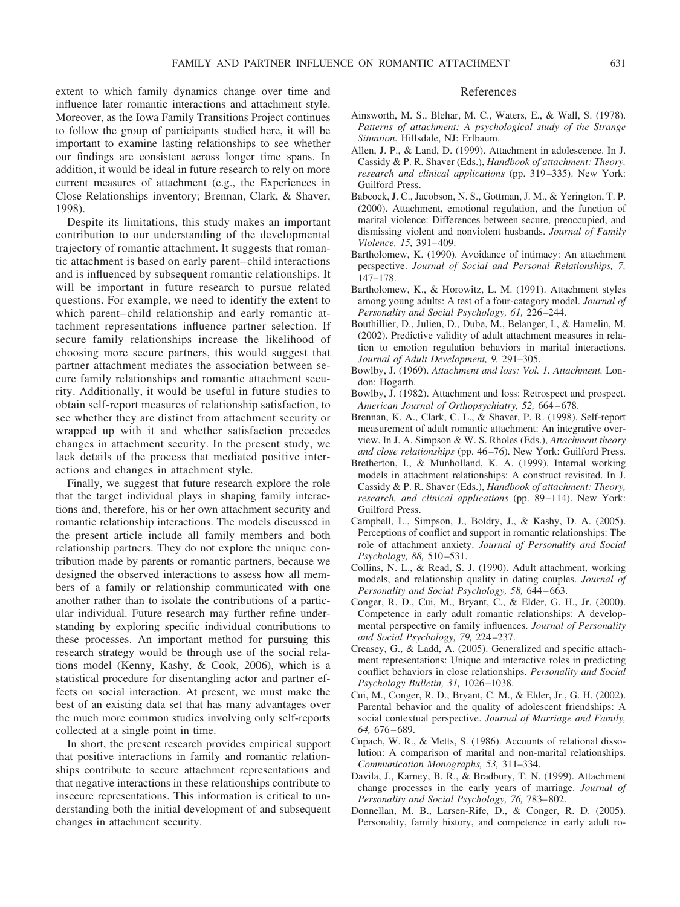extent to which family dynamics change over time and influence later romantic interactions and attachment style. Moreover, as the Iowa Family Transitions Project continues to follow the group of participants studied here, it will be important to examine lasting relationships to see whether our findings are consistent across longer time spans. In addition, it would be ideal in future research to rely on more current measures of attachment (e.g., the Experiences in Close Relationships inventory; Brennan, Clark, & Shaver, 1998).

Despite its limitations, this study makes an important contribution to our understanding of the developmental trajectory of romantic attachment. It suggests that romantic attachment is based on early parent–child interactions and is influenced by subsequent romantic relationships. It will be important in future research to pursue related questions. For example, we need to identify the extent to which parent–child relationship and early romantic attachment representations influence partner selection. If secure family relationships increase the likelihood of choosing more secure partners, this would suggest that partner attachment mediates the association between secure family relationships and romantic attachment security. Additionally, it would be useful in future studies to obtain self-report measures of relationship satisfaction, to see whether they are distinct from attachment security or wrapped up with it and whether satisfaction precedes changes in attachment security. In the present study, we lack details of the process that mediated positive interactions and changes in attachment style.

Finally, we suggest that future research explore the role that the target individual plays in shaping family interactions and, therefore, his or her own attachment security and romantic relationship interactions. The models discussed in the present article include all family members and both relationship partners. They do not explore the unique contribution made by parents or romantic partners, because we designed the observed interactions to assess how all members of a family or relationship communicated with one another rather than to isolate the contributions of a particular individual. Future research may further refine understanding by exploring specific individual contributions to these processes. An important method for pursuing this research strategy would be through use of the social relations model (Kenny, Kashy, & Cook, 2006), which is a statistical procedure for disentangling actor and partner effects on social interaction. At present, we must make the best of an existing data set that has many advantages over the much more common studies involving only self-reports collected at a single point in time.

In short, the present research provides empirical support that positive interactions in family and romantic relationships contribute to secure attachment representations and that negative interactions in these relationships contribute to insecure representations. This information is critical to understanding both the initial development of and subsequent changes in attachment security.

## References

Ainsworth, M. S., Blehar, M. C., Waters, E., & Wall, S. (1978). *Patterns of attachment: A psychological study of the Strange Situation.* Hillsdale, NJ: Erlbaum.

Allen, J. P., & Land, D. (1999). Attachment in adolescence. In J. Cassidy & P. R. Shaver (Eds.), *Handbook of attachment: Theory, research and clinical applications* (pp. 319–335). New York: Guilford Press.

Babcock, J. C., Jacobson, N. S., Gottman, J. M., & Yerington, T. P. (2000). Attachment, emotional regulation, and the function of marital violence: Differences between secure, preoccupied, and dismissing violent and nonviolent husbands. *Journal of Family Violence, 15,* 391–409.

Bartholomew, K. (1990). Avoidance of intimacy: An attachment perspective. *Journal of Social and Personal Relationships, 7,* 147–178.

Bartholomew, K., & Horowitz, L. M. (1991). Attachment styles among young adults: A test of a four-category model. *Journal of Personality and Social Psychology, 61,* 226–244.

Bouthillier, D., Julien, D., Dube, M., Belanger, I., & Hamelin, M. (2002). Predictive validity of adult attachment measures in relation to emotion regulation behaviors in marital interactions. *Journal of Adult Development, 9,* 291–305.

Bowlby, J. (1969). *Attachment and loss: Vol. 1. Attachment.* London: Hogarth.

Bowlby, J. (1982). Attachment and loss: Retrospect and prospect. *American Journal of Orthopsychiatry, 52,* 664–678.

Brennan, K. A., Clark, C. L., & Shaver, P. R. (1998). Self-report measurement of adult romantic attachment: An integrative overview. In J. A. Simpson & W. S. Rholes (Eds.), *Attachment theory and close relationships* (pp. 46–76). New York: Guilford Press.

Bretherton, I., & Munholland, K. A. (1999). Internal working models in attachment relationships: A construct revisited. In J. Cassidy & P. R. Shaver (Eds.), *Handbook of attachment: Theory, research, and clinical applications* (pp. 89–114). New York: Guilford Press.

Campbell, L., Simpson, J., Boldry, J., & Kashy, D. A. (2005). Perceptions of conflict and support in romantic relationships: The role of attachment anxiety. *Journal of Personality and Social Psychology, 88,* 510–531.

Collins, N. L., & Read, S. J. (1990). Adult attachment, working models, and relationship quality in dating couples. *Journal of Personality and Social Psychology, 58,* 644–663.

Conger, R. D., Cui, M., Bryant, C., & Elder, G. H., Jr. (2000). Competence in early adult romantic relationships: A developmental perspective on family influences. *Journal of Personality and Social Psychology, 79,* 224–237.

Creasey, G., & Ladd, A. (2005). Generalized and specific attachment representations: Unique and interactive roles in predicting conflict behaviors in close relationships. *Personality and Social Psychology Bulletin, 31,* 1026–1038.

Cui, M., Conger, R. D., Bryant, C. M., & Elder, Jr., G. H. (2002). Parental behavior and the quality of adolescent friendships: A social contextual perspective. *Journal of Marriage and Family, 64,* 676–689.

Cupach, W. R., & Metts, S. (1986). Accounts of relational dissolution: A comparison of marital and non-marital relationships. *Communication Monographs, 53,* 311–334.

Davila, J., Karney, B. R., & Bradbury, T. N. (1999). Attachment change processes in the early years of marriage. *Journal of Personality and Social Psychology, 76,* 783–802.

Donnellan, M. B., Larsen-Rife, D., & Conger, R. D. (2005). Personality, family history, and competence in early adult ro-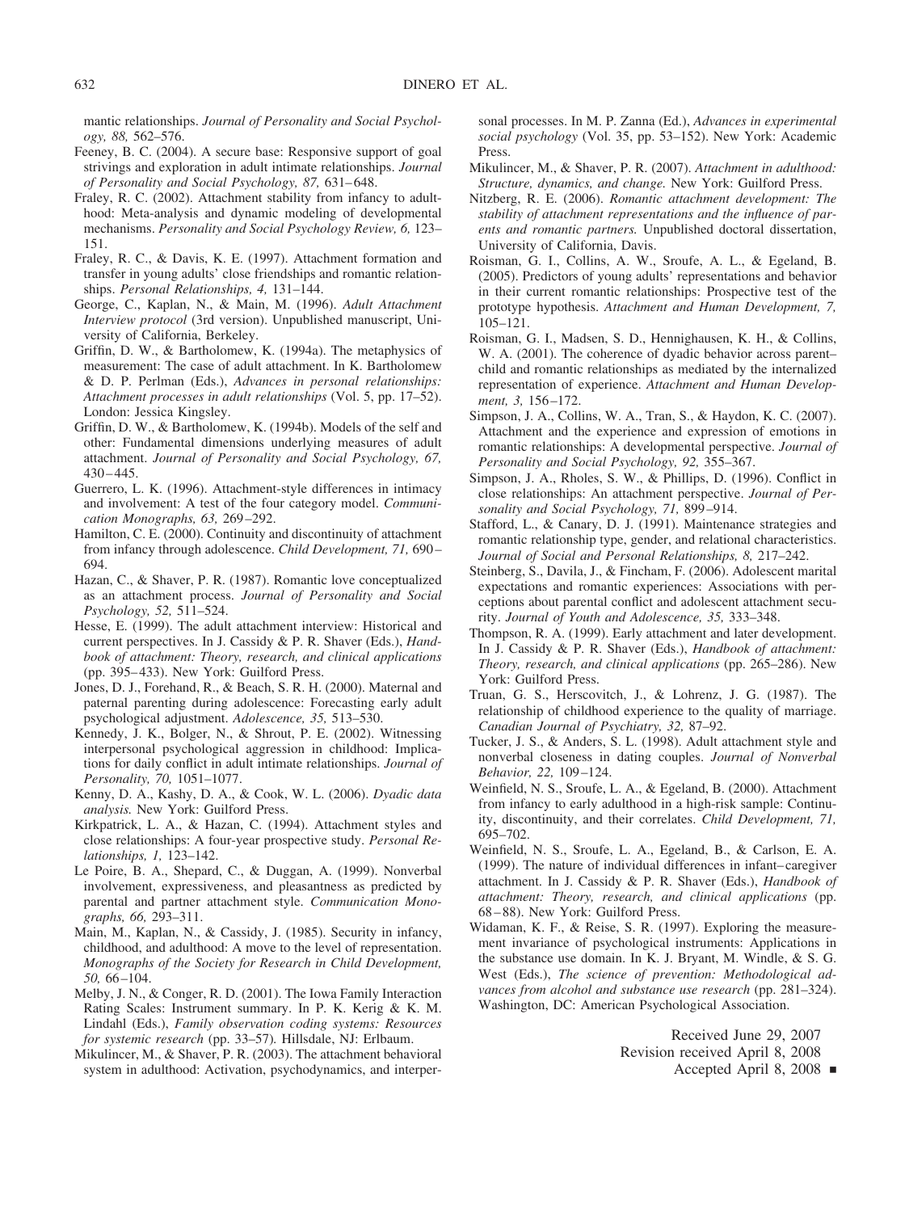mantic relationships. *Journal of Personality and Social Psychology, 88,* 562–576.

Feeney, B. C. (2004). A secure base: Responsive support of goal strivings and exploration in adult intimate relationships. *Journal of Personality and Social Psychology, 87,* 631–648.

Fraley, R. C. (2002). Attachment stability from infancy to adulthood: Meta-analysis and dynamic modeling of developmental mechanisms. *Personality and Social Psychology Review, 6,* 123–151.

Fraley, R. C., & Davis, K. E. (1997). Attachment formation and transfer in young adults' close friendships and romantic relationships. *Personal Relationships, 4,* 131–144.

George, C., Kaplan, N., & Main, M. (1996). *Adult Attachment Interview protocol* (3rd version). Unpublished manuscript, University of California, Berkeley.

Griffin, D. W., & Bartholomew, K. (1994a). The metaphysics of measurement: The case of adult attachment. In K. Bartholomew & D. P. Perlman (Eds.), *Advances in personal relationships: Attachment processes in adult relationships* (Vol. 5, pp. 17–52). London: Jessica Kingsley.

Griffin, D. W., & Bartholomew, K. (1994b). Models of the self and other: Fundamental dimensions underlying measures of adult attachment. *Journal of Personality and Social Psychology, 67,* 430–445.

Guerrero, L. K. (1996). Attachment-style differences in intimacy and involvement: A test of the four category model. *Communication Monographs, 63,* 269–292.

Hamilton, C. E. (2000). Continuity and discontinuity of attachment from infancy through adolescence. *Child Development, 71,* 690–694.

Hazan, C., & Shaver, P. R. (1987). Romantic love conceptualized as an attachment process. *Journal of Personality and Social Psychology, 52,* 511–524.

Hesse, E. (1999). The adult attachment interview: Historical and current perspectives. In J. Cassidy & P. R. Shaver (Eds.), *Handbook of attachment: Theory, research, and clinical applications* (pp. 395–433). New York: Guilford Press.

Jones, D. J., Forehand, R., & Beach, S. R. H. (2000). Maternal and paternal parenting during adolescence: Forecasting early adult psychological adjustment. *Adolescence, 35,* 513–530.

Kennedy, J. K., Bolger, N., & Shrout, P. E. (2002). Witnessing interpersonal psychological aggression in childhood: Implications for daily conflict in adult intimate relationships. *Journal of Personality, 70,* 1051–1077.

Kenny, D. A., Kashy, D. A., & Cook, W. L. (2006). *Dyadic data analysis.* New York: Guilford Press.

Kirkpatrick, L. A., & Hazan, C. (1994). Attachment styles and close relationships: A four-year prospective study. *Personal Relationships, 1,* 123–142.

Le Poire, B. A., Shepard, C., & Duggan, A. (1999). Nonverbal involvement, expressiveness, and pleasantness as predicted by parental and partner attachment style. *Communication Monographs, 66,* 293–311.

Main, M., Kaplan, N., & Cassidy, J. (1985). Security in infancy, childhood, and adulthood: A move to the level of representation. *Monographs of the Society for Research in Child Development, 50,* 66–104.

Melby, J. N., & Conger, R. D. (2001). The Iowa Family Interaction Rating Scales: Instrument summary. In P. K. Kerig & K. M. Lindahl (Eds.), *Family observation coding systems: Resources for systemic research* (pp. 33–57). Hillsdale, NJ: Erlbaum.

Mikulincer, M., & Shaver, P. R. (2003). The attachment behavioral system in adulthood: Activation, psychodynamics, and interpersonal processes. In M. P. Zanna (Ed.), *Advances in experimental social psychology* (Vol. 35, pp. 53–152). New York: Academic Press.

Mikulincer, M., & Shaver, P. R. (2007). *Attachment in adulthood: Structure, dynamics, and change.* New York: Guilford Press.

Nitzberg, R. E. (2006). *Romantic attachment development: The stability of attachment representations and the influence of parents and romantic partners.* Unpublished doctoral dissertation, University of California, Davis.

Roisman, G. I., Collins, A. W., Sroufe, A. L., & Egeland, B. (2005). Predictors of young adults' representations and behavior in their current romantic relationships: Prospective test of the prototype hypothesis. *Attachment and Human Development, 7,* 105–121.

Roisman, G. I., Madsen, S. D., Hennighausen, K. H., & Collins, W. A. (2001). The coherence of dyadic behavior across parent–child and romantic relationships as mediated by the internalized representation of experience. *Attachment and Human Development, 3,* 156–172.

Simpson, J. A., Collins, W. A., Tran, S., & Haydon, K. C. (2007). Attachment and the experience and expression of emotions in romantic relationships: A developmental perspective. *Journal of Personality and Social Psychology, 92,* 355–367.

Simpson, J. A., Rholes, S. W., & Phillips, D. (1996). Conflict in close relationships: An attachment perspective. *Journal of Personality and Social Psychology, 71,* 899–914.

Stafford, L., & Canary, D. J. (1991). Maintenance strategies and romantic relationship type, gender, and relational characteristics. *Journal of Social and Personal Relationships, 8,* 217–242.

Steinberg, S., Davila, J., & Fincham, F. (2006). Adolescent marital expectations and romantic experiences: Associations with perceptions about parental conflict and adolescent attachment security. *Journal of Youth and Adolescence, 35,* 333–348.

Thompson, R. A. (1999). Early attachment and later development. In J. Cassidy & P. R. Shaver (Eds.), *Handbook of attachment: Theory, research, and clinical applications* (pp. 265–286). New York: Guilford Press.

Truan, G. S., Herscovitch, J., & Lohrenz, J. G. (1987). The relationship of childhood experience to the quality of marriage. *Canadian Journal of Psychiatry, 32,* 87–92.

Tucker, J. S., & Anders, S. L. (1998). Adult attachment style and nonverbal closeness in dating couples. *Journal of Nonverbal Behavior, 22,* 109–124.

Weinfield, N. S., Sroufe, L. A., & Egeland, B. (2000). Attachment from infancy to early adulthood in a high-risk sample: Continuity, discontinuity, and their correlates. *Child Development, 71,* 695–702.

Weinfield, N. S., Sroufe, L. A., Egeland, B., & Carlson, E. A. (1999). The nature of individual differences in infant–caregiver attachment. In J. Cassidy & P. R. Shaver (Eds.), *Handbook of attachment: Theory, research, and clinical applications* (pp. 68–88). New York: Guilford Press.

Widaman, K. F., & Reise, S. R. (1997). Exploring the measurement invariance of psychological instruments: Applications in the substance use domain. In K. J. Bryant, M. Windle, & S. G. West (Eds.), *The science of prevention: Methodological advances from alcohol and substance use research* (pp. 281–324). Washington, DC: American Psychological Association.

Received June 29, 2007
Revision received April 8, 2008
Accepted April 8, 2008 ■